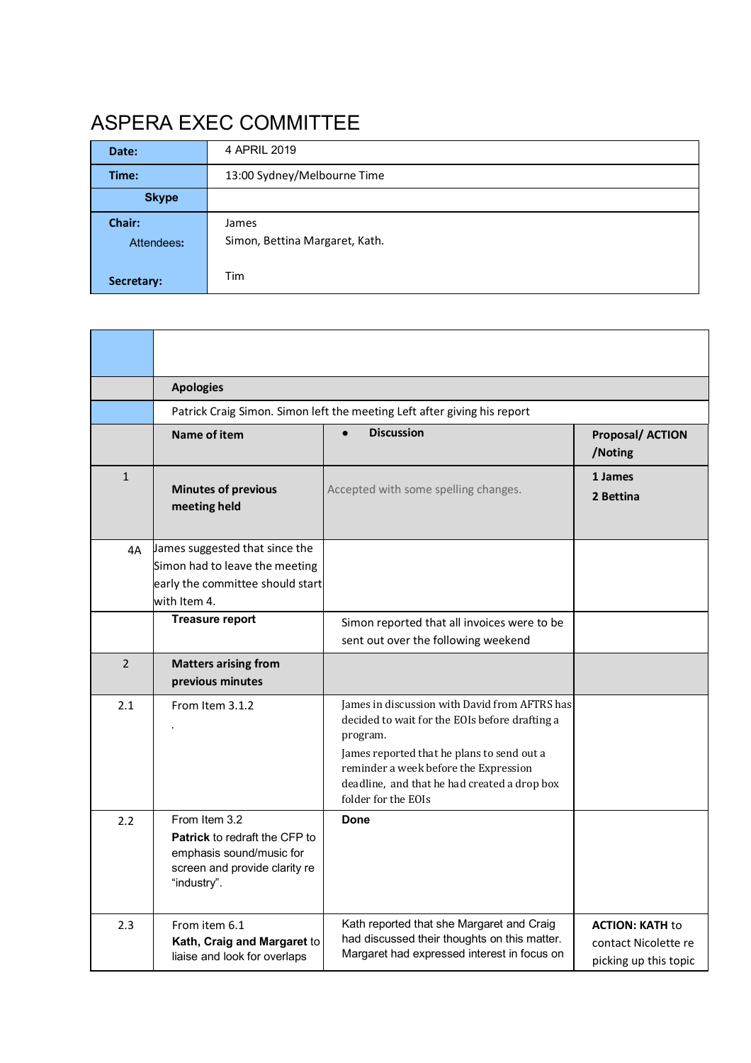# ASPERA EXEC COMMITTEE

| | |
|---|---|
| **Date:** | 4 APRIL 2019 |
| **Time:** | 13:00 Sydney/Melbourne Time |
| **Skype** | |
| **Chair:** | James |
| Attendees: | Simon, Bettina Margaret, Kath. |
| **Secretary:** | Tim |

| | | | |
|---|---|---|---|
| | | | |
| | **Apologies** | | |
| | Patrick Craig Simon. Simon left the meeting Left after giving his report | | |
| | **Name of item** | • **Discussion** | **Proposal/ ACTION /Noting** |
| 1 | **Minutes of previous meeting held** | Accepted with some spelling changes. | **1 James**<br>**2 Bettina** |
| 4A | James suggested that since the Simon had to leave the meeting early the committee should start with Item 4. | | |
| | **Treasure report** | Simon reported that all invoices were to be sent out over the following weekend | |
| 2 | **Matters arising from previous minutes** | | |
| 2.1 | From Item 3.1.2<br>. | James in discussion with David from AFTRS has decided to wait for the EOIs before drafting a program.<br>James reported that he plans to send out a reminder a week before the Expression deadline, and that he had created a drop box folder for the EOIs | |
| 2.2 | From Item 3.2<br>**Patrick** to redraft the CFP to emphasis sound/music for screen and provide clarity re "industry". | **Done** | |
| 2.3 | From item 6.1<br>**Kath, Craig and Margaret** to liaise and look for overlaps | Kath reported that she Margaret and Craig had discussed their thoughts on this matter. Margaret had expressed interest in focus on | **ACTION: KATH** to contact Nicolette re picking up this topic |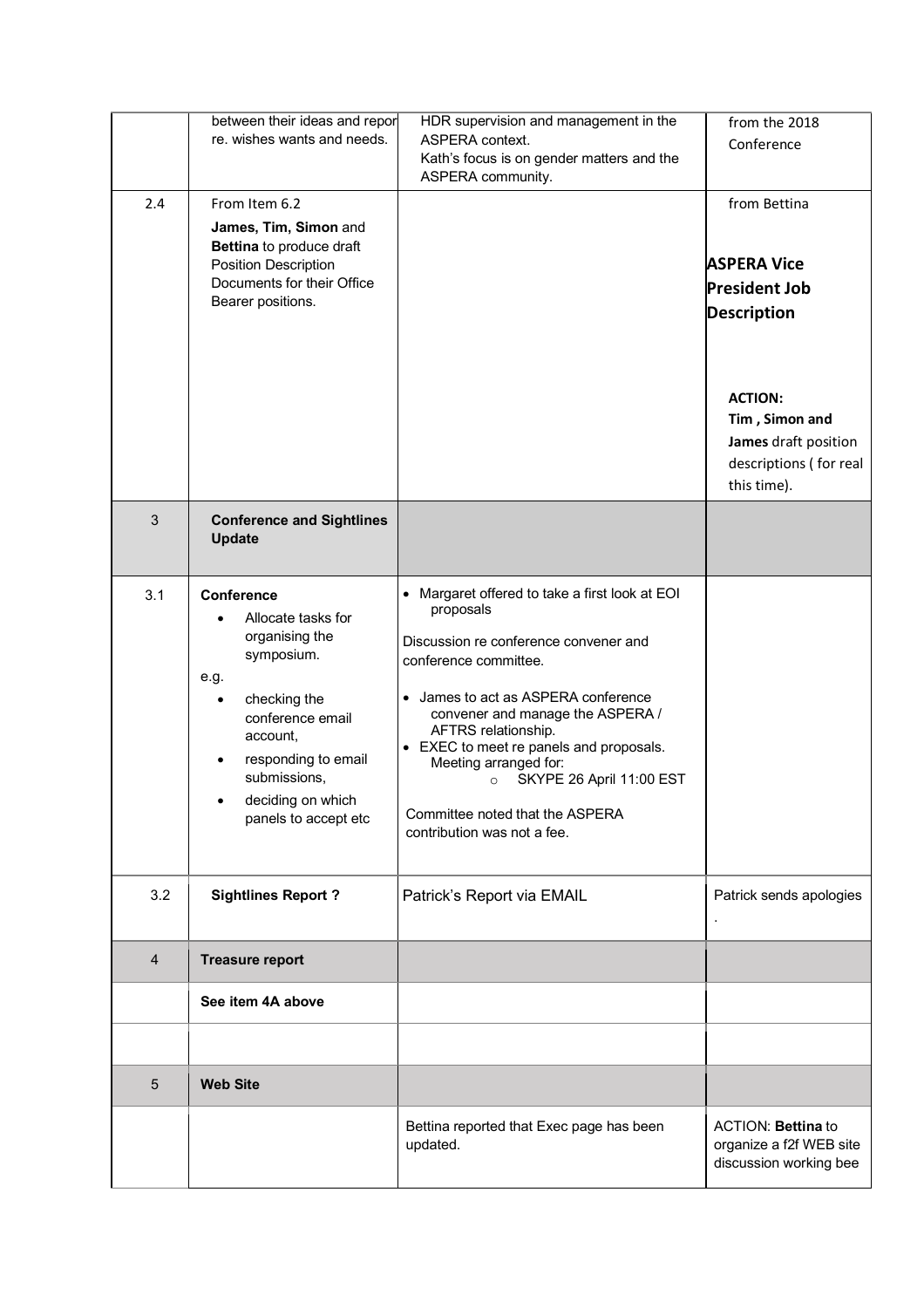| | | | |
|---|---|---|---|
| | between their ideas and repor re. wishes wants and needs. | HDR supervision and management in the ASPERA context.<br>Kath's focus is on gender matters and the ASPERA community. | from the 2018 Conference |
| 2.4 | From Item 6.2<br>**James, Tim, Simon** and **Bettina** to produce draft Position Description Documents for their Office Bearer positions. | | from Bettina<br><br>**ASPERA Vice President Job Description**<br><br>**ACTION:**<br>**Tim , Simon and James** draft position descriptions ( for real this time). |
| 3 | **Conference and Sightlines Update** | | |
| 3.1 | **Conference**<br>• Allocate tasks for organising the symposium.<br>e.g.<br>• checking the conference email account,<br>• responding to email submissions,<br>• deciding on which panels to accept etc | • Margaret offered to take a first look at EOI proposals<br><br>Discussion re conference convener and conference committee.<br><br>• James to act as ASPERA conference convener and manage the ASPERA / AFTRS relationship.<br>• EXEC to meet re panels and proposals. Meeting arranged for:<br>  ○ SKYPE 26 April 11:00 EST<br><br>Committee noted that the ASPERA contribution was not a fee. | |
| 3.2 | **Sightlines Report ?** | Patrick's Report via EMAIL | Patrick sends apologies<br>. |
| 4 | **Treasure report** | | |
| | **See item 4A above** | | |
| | | | |
| 5 | **Web Site** | | |
| | | Bettina reported that Exec page has been updated. | ACTION: **Bettina** to organize a f2f WEB site discussion working bee |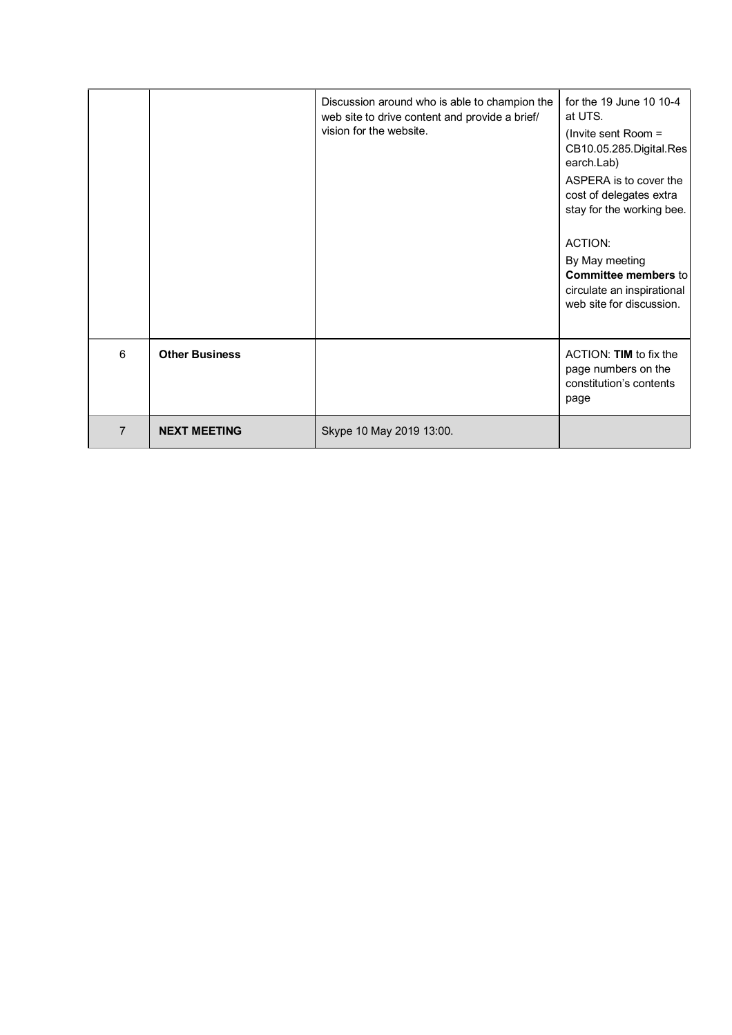| | | | |
|---|---|---|---|
| | | Discussion around who is able to champion the web site to drive content and provide a brief/ vision for the website. | for the 19 June 10 10-4 at UTS.<br>(Invite sent Room = CB10.05.285.Digital.Research.Lab)<br>ASPERA is to cover the cost of delegates extra stay for the working bee.<br><br>ACTION:<br>By May meeting **Committee members** to circulate an inspirational web site for discussion. |
| 6 | **Other Business** | | ACTION: **TIM** to fix the page numbers on the constitution's contents page |
| 7 | **NEXT MEETING** | Skype 10 May 2019 13:00. | |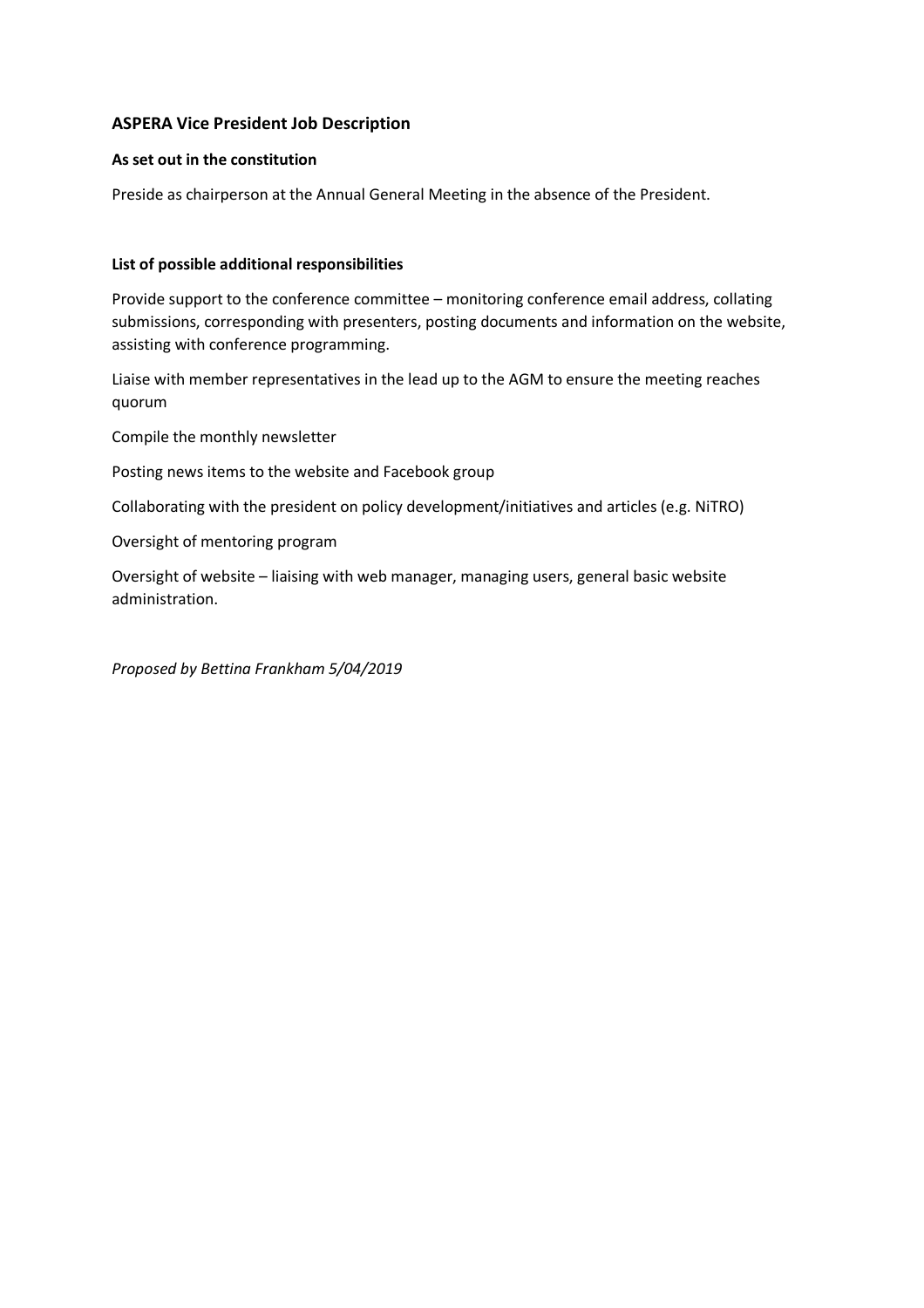## ASPERA Vice President Job Description

### As set out in the constitution

Preside as chairperson at the Annual General Meeting in the absence of the President.

### List of possible additional responsibilities

Provide support to the conference committee – monitoring conference email address, collating submissions, corresponding with presenters, posting documents and information on the website, assisting with conference programming.

Liaise with member representatives in the lead up to the AGM to ensure the meeting reaches quorum

Compile the monthly newsletter

Posting news items to the website and Facebook group

Collaborating with the president on policy development/initiatives and articles (e.g. NiTRO)

Oversight of mentoring program

Oversight of website – liaising with web manager, managing users, general basic website administration.

*Proposed by Bettina Frankham 5/04/2019*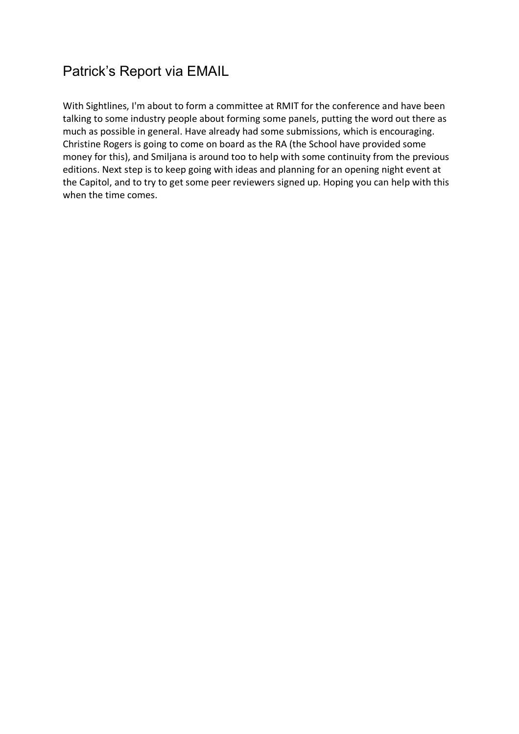## Patrick's Report via EMAIL

With Sightlines, I'm about to form a committee at RMIT for the conference and have been talking to some industry people about forming some panels, putting the word out there as much as possible in general. Have already had some submissions, which is encouraging. Christine Rogers is going to come on board as the RA (the School have provided some money for this), and Smiljana is around too to help with some continuity from the previous editions. Next step is to keep going with ideas and planning for an opening night event at the Capitol, and to try to get some peer reviewers signed up. Hoping you can help with this when the time comes.